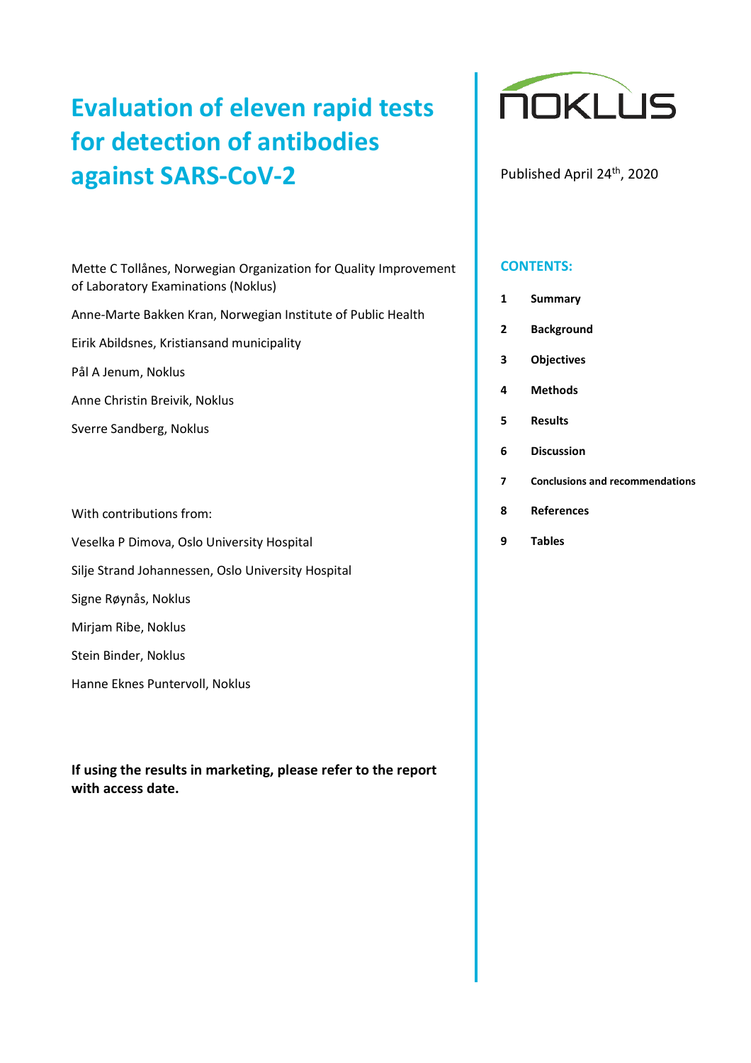# Evaluation of eleven rapid tests for detection of antibodies against SARS-CoV-2

NOKLUS

Published April 24th, 2020

Mette C Tollånes, Norwegian Organization for Quality Improvement of Laboratory Examinations (Noklus)

Anne-Marte Bakken Kran, Norwegian Institute of Public Health

Eirik Abildsnes, Kristiansand municipality

Pål A Jenum, Noklus

Anne Christin Breivik, Noklus

Sverre Sandberg, Noklus

With contributions from:

Veselka P Dimova, Oslo University Hospital

Silje Strand Johannessen, Oslo University Hospital

Signe Røynås, Noklus

Mirjam Ribe, Noklus

Stein Binder, Noklus

Hanne Eknes Puntervoll, Noklus

**If using the results in marketing, please refer to the report with access date.**

## CONTENTS:

1. **Summary**
2. **Background**
3. **Objectives**
4. **Methods**
5. **Results**
6. **Discussion**
7. **Conclusions and recommendations**
8. **References**
9. **Tables**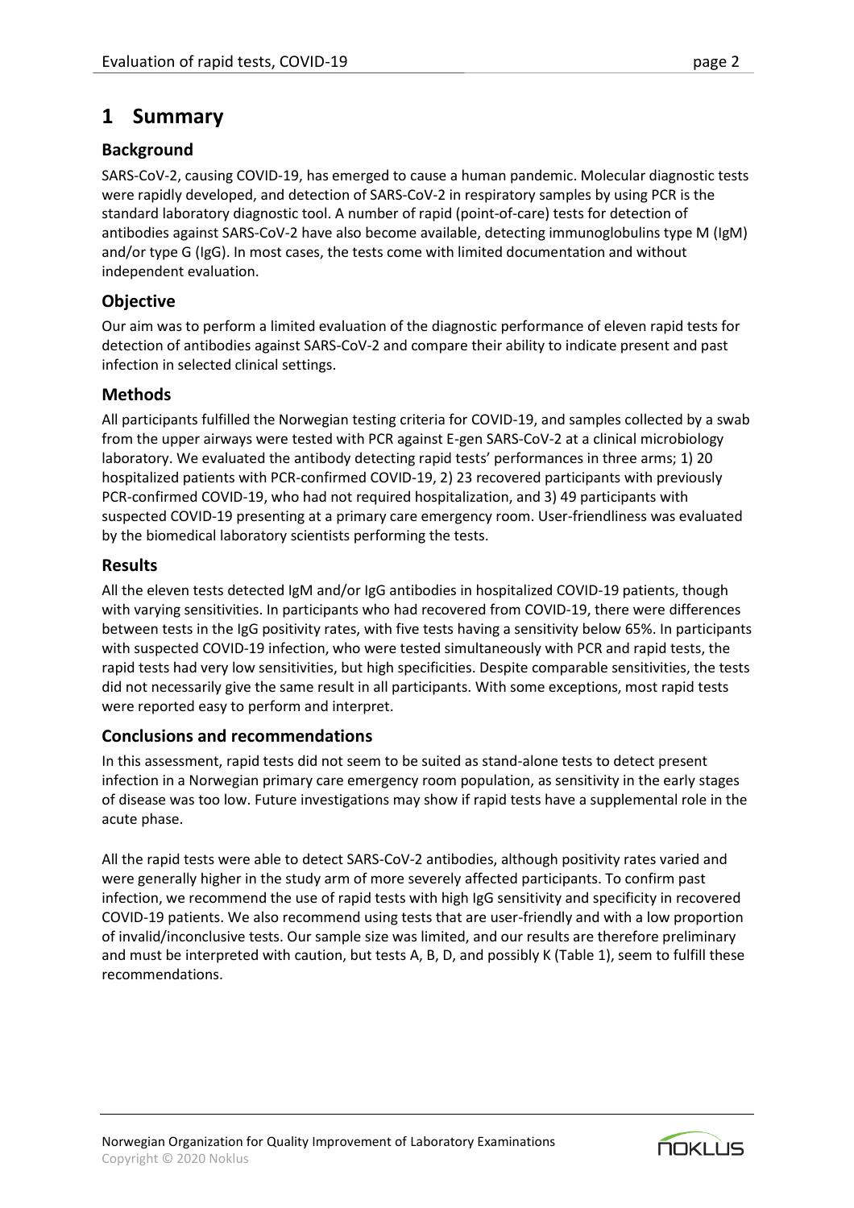# 1 Summary

## Background

SARS-CoV-2, causing COVID-19, has emerged to cause a human pandemic. Molecular diagnostic tests were rapidly developed, and detection of SARS-CoV-2 in respiratory samples by using PCR is the standard laboratory diagnostic tool. A number of rapid (point-of-care) tests for detection of antibodies against SARS-CoV-2 have also become available, detecting immunoglobulins type M (IgM) and/or type G (IgG). In most cases, the tests come with limited documentation and without independent evaluation.

## Objective

Our aim was to perform a limited evaluation of the diagnostic performance of eleven rapid tests for detection of antibodies against SARS-CoV-2 and compare their ability to indicate present and past infection in selected clinical settings.

## Methods

All participants fulfilled the Norwegian testing criteria for COVID-19, and samples collected by a swab from the upper airways were tested with PCR against E-gen SARS-CoV-2 at a clinical microbiology laboratory. We evaluated the antibody detecting rapid tests' performances in three arms; 1) 20 hospitalized patients with PCR-confirmed COVID-19, 2) 23 recovered participants with previously PCR-confirmed COVID-19, who had not required hospitalization, and 3) 49 participants with suspected COVID-19 presenting at a primary care emergency room. User-friendliness was evaluated by the biomedical laboratory scientists performing the tests.

## Results

All the eleven tests detected IgM and/or IgG antibodies in hospitalized COVID-19 patients, though with varying sensitivities. In participants who had recovered from COVID-19, there were differences between tests in the IgG positivity rates, with five tests having a sensitivity below 65%. In participants with suspected COVID-19 infection, who were tested simultaneously with PCR and rapid tests, the rapid tests had very low sensitivities, but high specificities. Despite comparable sensitivities, the tests did not necessarily give the same result in all participants. With some exceptions, most rapid tests were reported easy to perform and interpret.

## Conclusions and recommendations

In this assessment, rapid tests did not seem to be suited as stand-alone tests to detect present infection in a Norwegian primary care emergency room population, as sensitivity in the early stages of disease was too low. Future investigations may show if rapid tests have a supplemental role in the acute phase.

All the rapid tests were able to detect SARS-CoV-2 antibodies, although positivity rates varied and were generally higher in the study arm of more severely affected participants. To confirm past infection, we recommend the use of rapid tests with high IgG sensitivity and specificity in recovered COVID-19 patients. We also recommend using tests that are user-friendly and with a low proportion of invalid/inconclusive tests. Our sample size was limited, and our results are therefore preliminary and must be interpreted with caution, but tests A, B, D, and possibly K (Table 1), seem to fulfill these recommendations.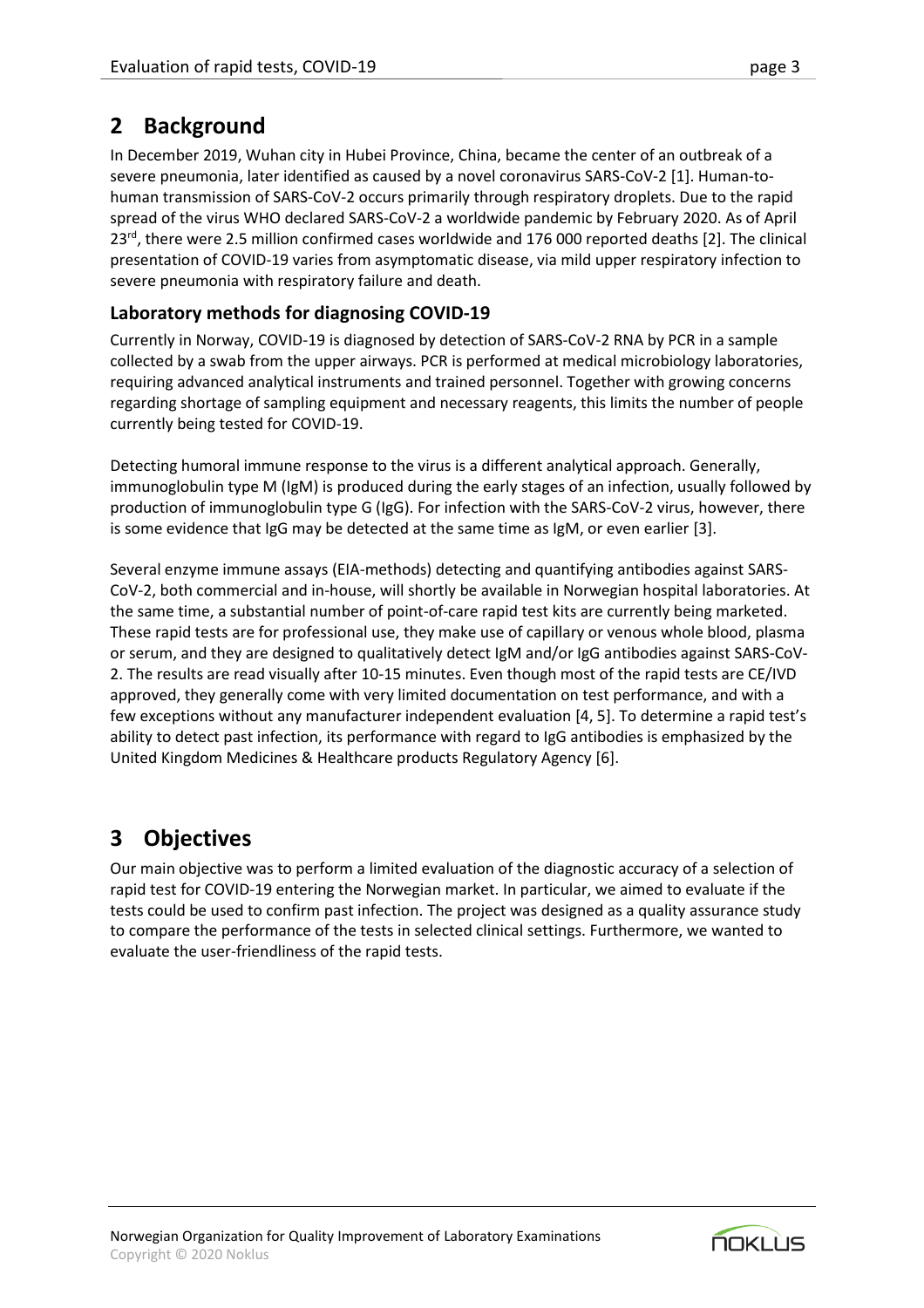## 2 Background

In December 2019, Wuhan city in Hubei Province, China, became the center of an outbreak of a severe pneumonia, later identified as caused by a novel coronavirus SARS-CoV-2 [1]. Human-to-human transmission of SARS-CoV-2 occurs primarily through respiratory droplets. Due to the rapid spread of the virus WHO declared SARS-CoV-2 a worldwide pandemic by February 2020. As of April 23rd, there were 2.5 million confirmed cases worldwide and 176 000 reported deaths [2]. The clinical presentation of COVID-19 varies from asymptomatic disease, via mild upper respiratory infection to severe pneumonia with respiratory failure and death.

### Laboratory methods for diagnosing COVID-19

Currently in Norway, COVID-19 is diagnosed by detection of SARS-CoV-2 RNA by PCR in a sample collected by a swab from the upper airways. PCR is performed at medical microbiology laboratories, requiring advanced analytical instruments and trained personnel. Together with growing concerns regarding shortage of sampling equipment and necessary reagents, this limits the number of people currently being tested for COVID-19.

Detecting humoral immune response to the virus is a different analytical approach. Generally, immunoglobulin type M (IgM) is produced during the early stages of an infection, usually followed by production of immunoglobulin type G (IgG). For infection with the SARS-CoV-2 virus, however, there is some evidence that IgG may be detected at the same time as IgM, or even earlier [3].

Several enzyme immune assays (EIA-methods) detecting and quantifying antibodies against SARS-CoV-2, both commercial and in-house, will shortly be available in Norwegian hospital laboratories. At the same time, a substantial number of point-of-care rapid test kits are currently being marketed. These rapid tests are for professional use, they make use of capillary or venous whole blood, plasma or serum, and they are designed to qualitatively detect IgM and/or IgG antibodies against SARS-CoV-2. The results are read visually after 10-15 minutes. Even though most of the rapid tests are CE/IVD approved, they generally come with very limited documentation on test performance, and with a few exceptions without any manufacturer independent evaluation [4, 5]. To determine a rapid test's ability to detect past infection, its performance with regard to IgG antibodies is emphasized by the United Kingdom Medicines & Healthcare products Regulatory Agency [6].

## 3 Objectives

Our main objective was to perform a limited evaluation of the diagnostic accuracy of a selection of rapid test for COVID-19 entering the Norwegian market. In particular, we aimed to evaluate if the tests could be used to confirm past infection. The project was designed as a quality assurance study to compare the performance of the tests in selected clinical settings. Furthermore, we wanted to evaluate the user-friendliness of the rapid tests.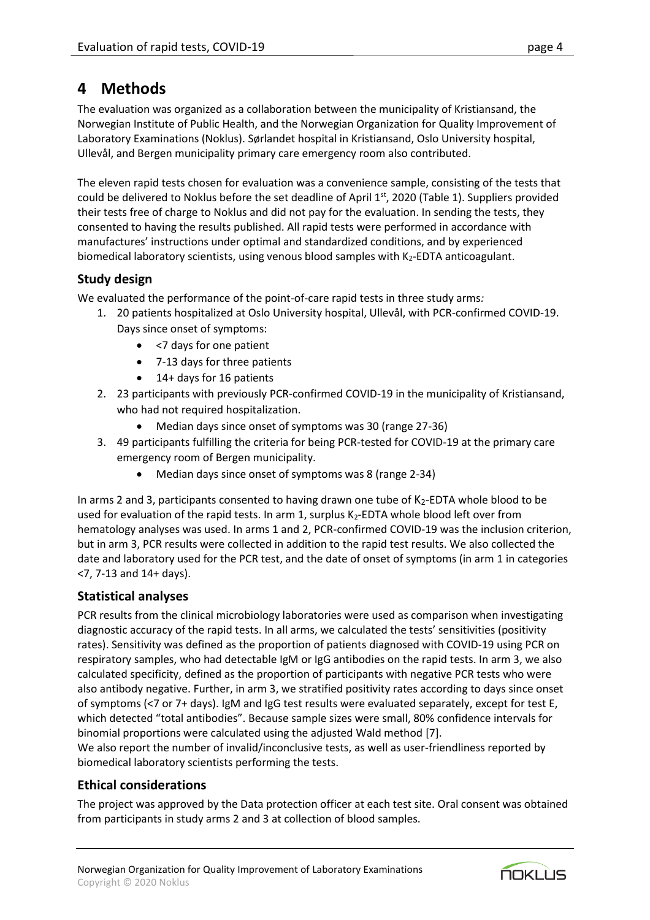# 4 Methods

The evaluation was organized as a collaboration between the municipality of Kristiansand, the Norwegian Institute of Public Health, and the Norwegian Organization for Quality Improvement of Laboratory Examinations (Noklus). Sørlandet hospital in Kristiansand, Oslo University hospital, Ullevål, and Bergen municipality primary care emergency room also contributed.

The eleven rapid tests chosen for evaluation was a convenience sample, consisting of the tests that could be delivered to Noklus before the set deadline of April 1st, 2020 (Table 1). Suppliers provided their tests free of charge to Noklus and did not pay for the evaluation. In sending the tests, they consented to having the results published. All rapid tests were performed in accordance with manufactures' instructions under optimal and standardized conditions, and by experienced biomedical laboratory scientists, using venous blood samples with $K_2$-EDTA anticoagulant.

## Study design

We evaluated the performance of the point-of-care rapid tests in three study arms*:*

1. 20 patients hospitalized at Oslo University hospital, Ullevål, with PCR-confirmed COVID-19. Days since onset of symptoms:
   - <7 days for one patient
   - 7-13 days for three patients
   - 14+ days for 16 patients
2. 23 participants with previously PCR-confirmed COVID-19 in the municipality of Kristiansand, who had not required hospitalization.
   - Median days since onset of symptoms was 30 (range 27-36)
3. 49 participants fulfilling the criteria for being PCR-tested for COVID-19 at the primary care emergency room of Bergen municipality.
   - Median days since onset of symptoms was 8 (range 2-34)

In arms 2 and 3, participants consented to having drawn one tube of $K_2$-EDTA whole blood to be used for evaluation of the rapid tests. In arm 1, surplus $K_2$-EDTA whole blood left over from hematology analyses was used. In arms 1 and 2, PCR-confirmed COVID-19 was the inclusion criterion, but in arm 3, PCR results were collected in addition to the rapid test results. We also collected the date and laboratory used for the PCR test, and the date of onset of symptoms (in arm 1 in categories <7, 7-13 and 14+ days).

## Statistical analyses

PCR results from the clinical microbiology laboratories were used as comparison when investigating diagnostic accuracy of the rapid tests. In all arms, we calculated the tests' sensitivities (positivity rates). Sensitivity was defined as the proportion of patients diagnosed with COVID-19 using PCR on respiratory samples, who had detectable IgM or IgG antibodies on the rapid tests. In arm 3, we also calculated specificity, defined as the proportion of participants with negative PCR tests who were also antibody negative. Further, in arm 3, we stratified positivity rates according to days since onset of symptoms (<7 or 7+ days). IgM and IgG test results were evaluated separately, except for test E, which detected "total antibodies". Because sample sizes were small, 80% confidence intervals for binomial proportions were calculated using the adjusted Wald method [7].
We also report the number of invalid/inconclusive tests, as well as user-friendliness reported by biomedical laboratory scientists performing the tests.

## Ethical considerations

The project was approved by the Data protection officer at each test site. Oral consent was obtained from participants in study arms 2 and 3 at collection of blood samples.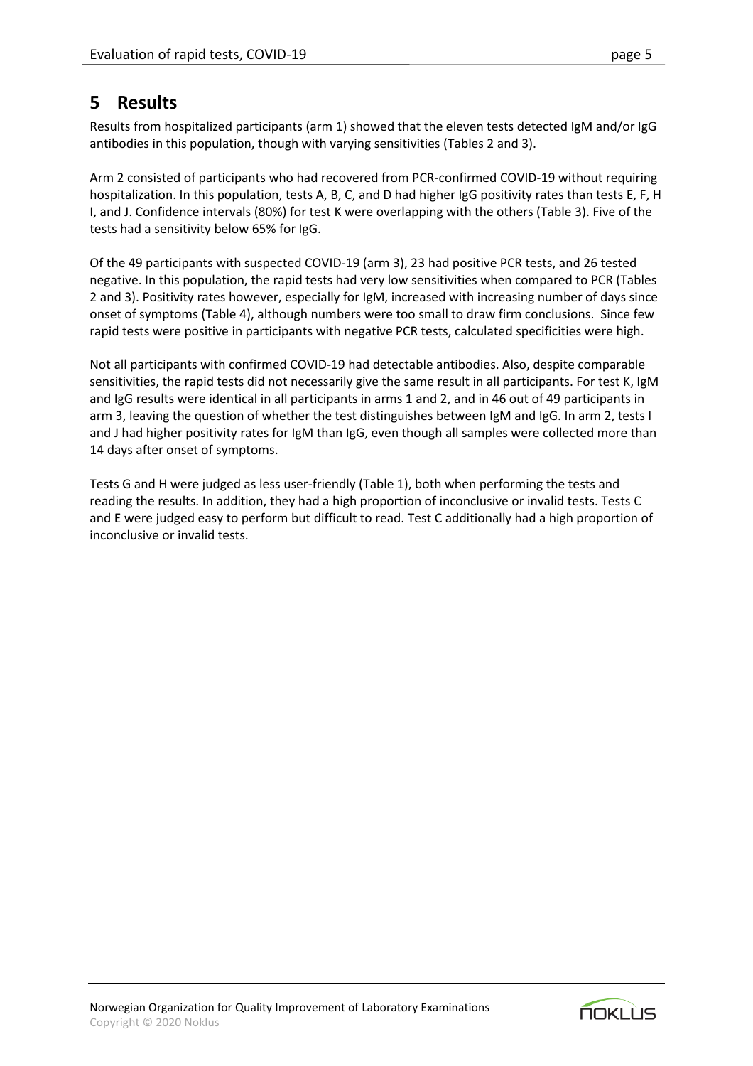# 5 Results

Results from hospitalized participants (arm 1) showed that the eleven tests detected IgM and/or IgG antibodies in this population, though with varying sensitivities (Tables 2 and 3).

Arm 2 consisted of participants who had recovered from PCR-confirmed COVID-19 without requiring hospitalization. In this population, tests A, B, C, and D had higher IgG positivity rates than tests E, F, H I, and J. Confidence intervals (80%) for test K were overlapping with the others (Table 3). Five of the tests had a sensitivity below 65% for IgG.

Of the 49 participants with suspected COVID-19 (arm 3), 23 had positive PCR tests, and 26 tested negative. In this population, the rapid tests had very low sensitivities when compared to PCR (Tables 2 and 3). Positivity rates however, especially for IgM, increased with increasing number of days since onset of symptoms (Table 4), although numbers were too small to draw firm conclusions. Since few rapid tests were positive in participants with negative PCR tests, calculated specificities were high.

Not all participants with confirmed COVID-19 had detectable antibodies. Also, despite comparable sensitivities, the rapid tests did not necessarily give the same result in all participants. For test K, IgM and IgG results were identical in all participants in arms 1 and 2, and in 46 out of 49 participants in arm 3, leaving the question of whether the test distinguishes between IgM and IgG. In arm 2, tests I and J had higher positivity rates for IgM than IgG, even though all samples were collected more than 14 days after onset of symptoms.

Tests G and H were judged as less user-friendly (Table 1), both when performing the tests and reading the results. In addition, they had a high proportion of inconclusive or invalid tests. Tests C and E were judged easy to perform but difficult to read. Test C additionally had a high proportion of inconclusive or invalid tests.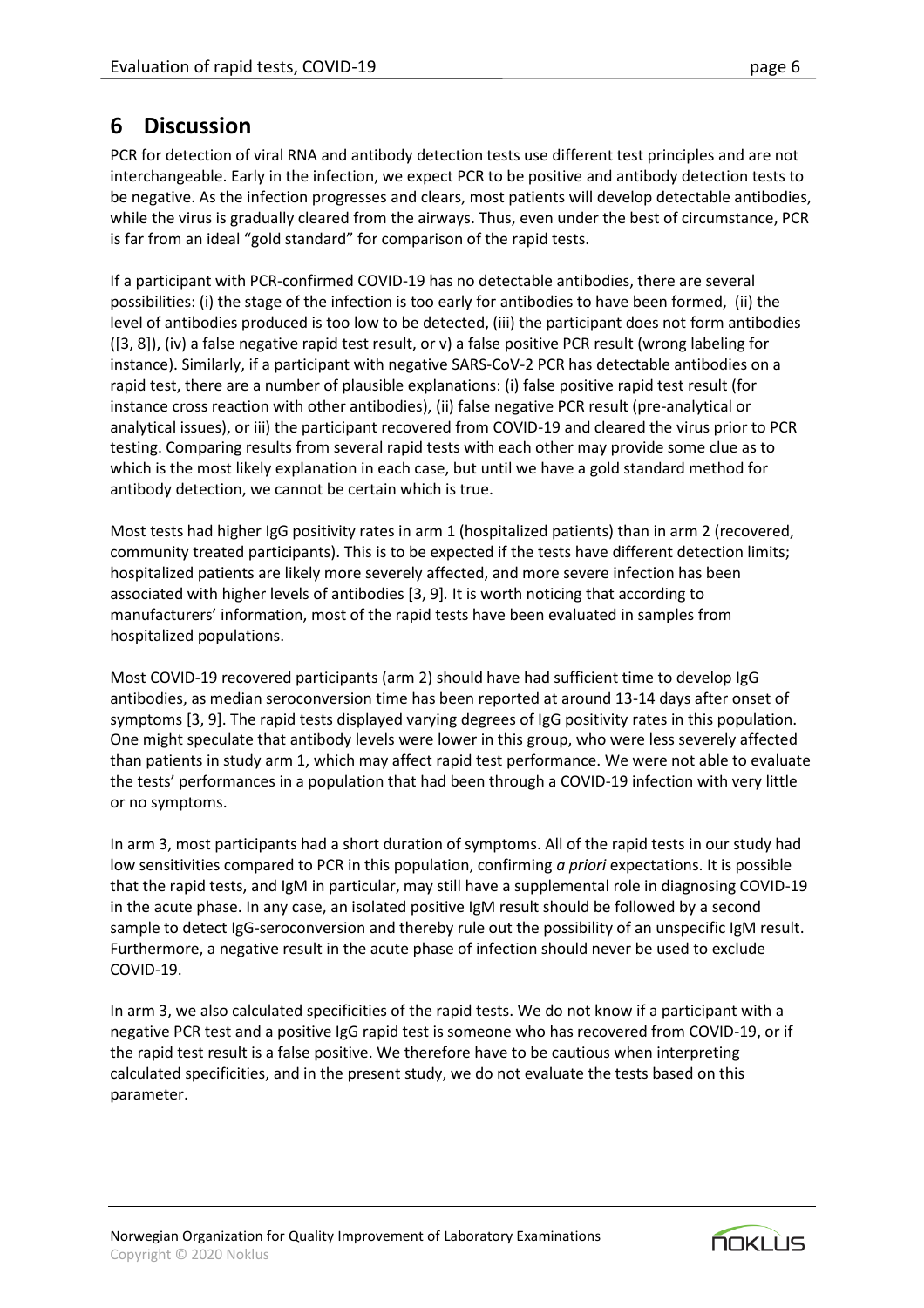# 6 Discussion

PCR for detection of viral RNA and antibody detection tests use different test principles and are not interchangeable. Early in the infection, we expect PCR to be positive and antibody detection tests to be negative. As the infection progresses and clears, most patients will develop detectable antibodies, while the virus is gradually cleared from the airways. Thus, even under the best of circumstance, PCR is far from an ideal "gold standard" for comparison of the rapid tests.

If a participant with PCR-confirmed COVID-19 has no detectable antibodies, there are several possibilities: (i) the stage of the infection is too early for antibodies to have been formed, (ii) the level of antibodies produced is too low to be detected, (iii) the participant does not form antibodies ([3, 8]), (iv) a false negative rapid test result, or v) a false positive PCR result (wrong labeling for instance). Similarly, if a participant with negative SARS-CoV-2 PCR has detectable antibodies on a rapid test, there are a number of plausible explanations: (i) false positive rapid test result (for instance cross reaction with other antibodies), (ii) false negative PCR result (pre-analytical or analytical issues), or iii) the participant recovered from COVID-19 and cleared the virus prior to PCR testing. Comparing results from several rapid tests with each other may provide some clue as to which is the most likely explanation in each case, but until we have a gold standard method for antibody detection, we cannot be certain which is true.

Most tests had higher IgG positivity rates in arm 1 (hospitalized patients) than in arm 2 (recovered, community treated participants). This is to be expected if the tests have different detection limits; hospitalized patients are likely more severely affected, and more severe infection has been associated with higher levels of antibodies [3, 9]. It is worth noticing that according to manufacturers' information, most of the rapid tests have been evaluated in samples from hospitalized populations.

Most COVID-19 recovered participants (arm 2) should have had sufficient time to develop IgG antibodies, as median seroconversion time has been reported at around 13-14 days after onset of symptoms [3, 9]. The rapid tests displayed varying degrees of IgG positivity rates in this population. One might speculate that antibody levels were lower in this group, who were less severely affected than patients in study arm 1, which may affect rapid test performance. We were not able to evaluate the tests' performances in a population that had been through a COVID-19 infection with very little or no symptoms.

In arm 3, most participants had a short duration of symptoms. All of the rapid tests in our study had low sensitivities compared to PCR in this population, confirming *a priori* expectations. It is possible that the rapid tests, and IgM in particular, may still have a supplemental role in diagnosing COVID-19 in the acute phase. In any case, an isolated positive IgM result should be followed by a second sample to detect IgG-seroconversion and thereby rule out the possibility of an unspecific IgM result. Furthermore, a negative result in the acute phase of infection should never be used to exclude COVID-19.

In arm 3, we also calculated specificities of the rapid tests. We do not know if a participant with a negative PCR test and a positive IgG rapid test is someone who has recovered from COVID-19, or if the rapid test result is a false positive. We therefore have to be cautious when interpreting calculated specificities, and in the present study, we do not evaluate the tests based on this parameter.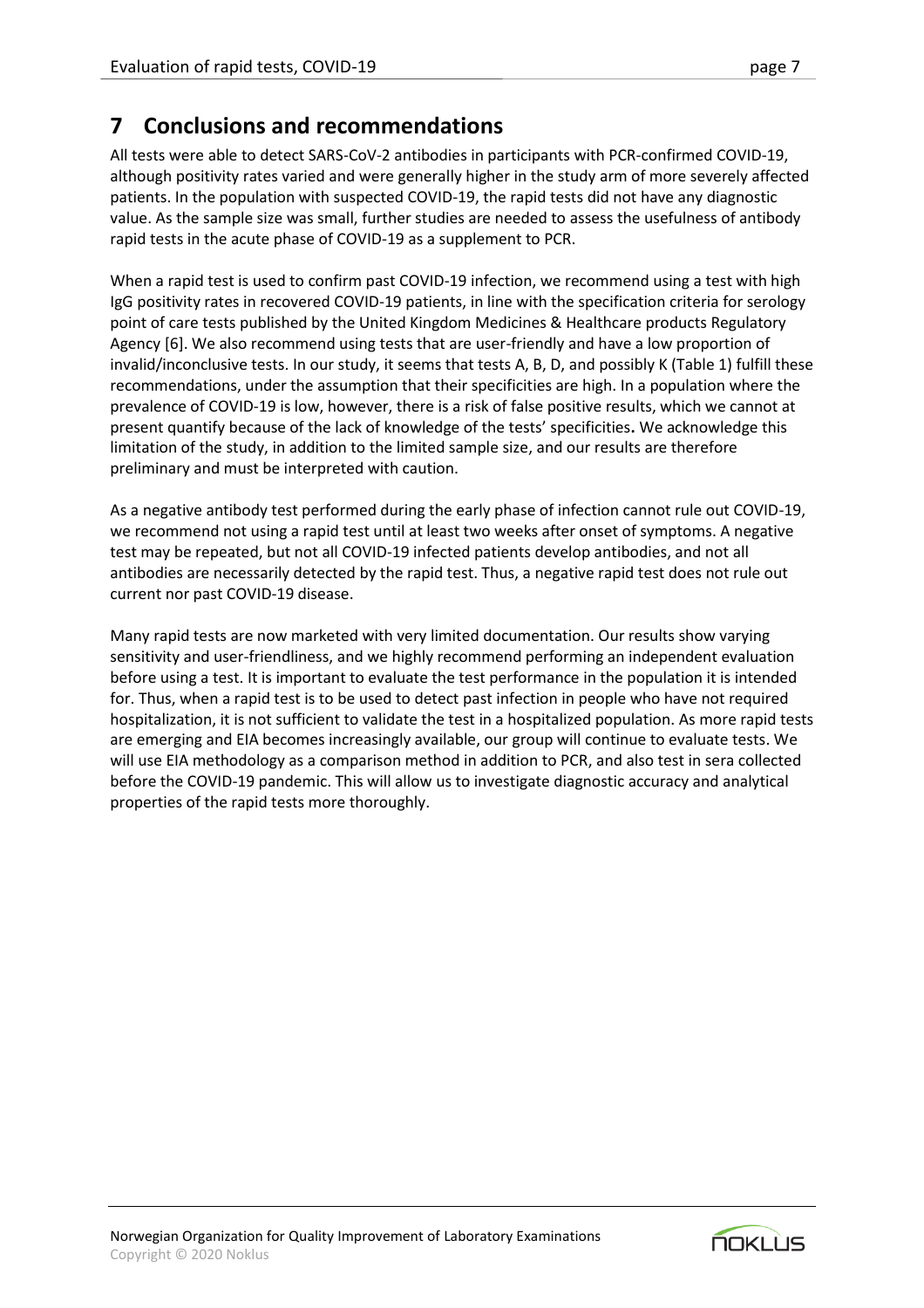# 7 Conclusions and recommendations

All tests were able to detect SARS-CoV-2 antibodies in participants with PCR-confirmed COVID-19, although positivity rates varied and were generally higher in the study arm of more severely affected patients. In the population with suspected COVID-19, the rapid tests did not have any diagnostic value. As the sample size was small, further studies are needed to assess the usefulness of antibody rapid tests in the acute phase of COVID-19 as a supplement to PCR.

When a rapid test is used to confirm past COVID-19 infection, we recommend using a test with high IgG positivity rates in recovered COVID-19 patients, in line with the specification criteria for serology point of care tests published by the United Kingdom Medicines & Healthcare products Regulatory Agency [6]. We also recommend using tests that are user-friendly and have a low proportion of invalid/inconclusive tests. In our study, it seems that tests A, B, D, and possibly K (Table 1) fulfill these recommendations, under the assumption that their specificities are high. In a population where the prevalence of COVID-19 is low, however, there is a risk of false positive results, which we cannot at present quantify because of the lack of knowledge of the tests' specificities**.** We acknowledge this limitation of the study, in addition to the limited sample size, and our results are therefore preliminary and must be interpreted with caution.

As a negative antibody test performed during the early phase of infection cannot rule out COVID-19, we recommend not using a rapid test until at least two weeks after onset of symptoms. A negative test may be repeated, but not all COVID-19 infected patients develop antibodies, and not all antibodies are necessarily detected by the rapid test. Thus, a negative rapid test does not rule out current nor past COVID-19 disease.

Many rapid tests are now marketed with very limited documentation. Our results show varying sensitivity and user-friendliness, and we highly recommend performing an independent evaluation before using a test. It is important to evaluate the test performance in the population it is intended for. Thus, when a rapid test is to be used to detect past infection in people who have not required hospitalization, it is not sufficient to validate the test in a hospitalized population. As more rapid tests are emerging and EIA becomes increasingly available, our group will continue to evaluate tests. We will use EIA methodology as a comparison method in addition to PCR, and also test in sera collected before the COVID-19 pandemic. This will allow us to investigate diagnostic accuracy and analytical properties of the rapid tests more thoroughly.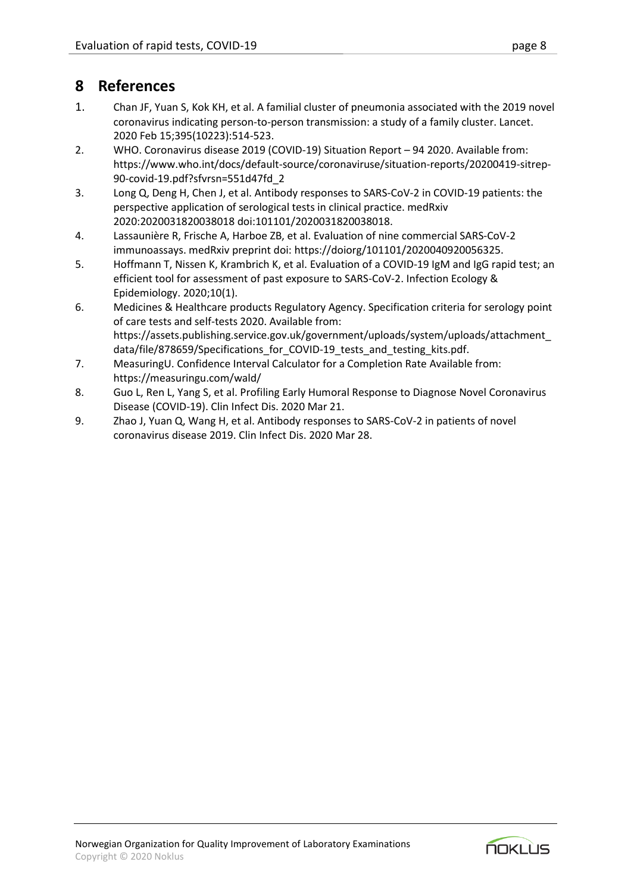# 8 References

1. Chan JF, Yuan S, Kok KH, et al. A familial cluster of pneumonia associated with the 2019 novel coronavirus indicating person-to-person transmission: a study of a family cluster. Lancet. 2020 Feb 15;395(10223):514-523.
2. WHO. Coronavirus disease 2019 (COVID-19) Situation Report – 94 2020. Available from: https://www.who.int/docs/default-source/coronaviruse/situation-reports/20200419-sitrep-90-covid-19.pdf?sfvrsn=551d47fd_2
3. Long Q, Deng H, Chen J, et al. Antibody responses to SARS-CoV-2 in COVID-19 patients: the perspective application of serological tests in clinical practice. medRxiv 2020:2020031820038018 doi:101101/2020031820038018.
4. Lassaunière R, Frische A, Harboe ZB, et al. Evaluation of nine commercial SARS-CoV-2 immunoassays. medRxiv preprint doi: https://doiorg/101101/2020040920056325.
5. Hoffmann T, Nissen K, Krambrich K, et al. Evaluation of a COVID-19 IgM and IgG rapid test; an efficient tool for assessment of past exposure to SARS-CoV-2. Infection Ecology & Epidemiology. 2020;10(1).
6. Medicines & Healthcare products Regulatory Agency. Specification criteria for serology point of care tests and self-tests 2020. Available from: https://assets.publishing.service.gov.uk/government/uploads/system/uploads/attachment_data/file/878659/Specifications_for_COVID-19_tests_and_testing_kits.pdf.
7. MeasuringU. Confidence Interval Calculator for a Completion Rate Available from: https://measuringu.com/wald/
8. Guo L, Ren L, Yang S, et al. Profiling Early Humoral Response to Diagnose Novel Coronavirus Disease (COVID-19). Clin Infect Dis. 2020 Mar 21.
9. Zhao J, Yuan Q, Wang H, et al. Antibody responses to SARS-CoV-2 in patients of novel coronavirus disease 2019. Clin Infect Dis. 2020 Mar 28.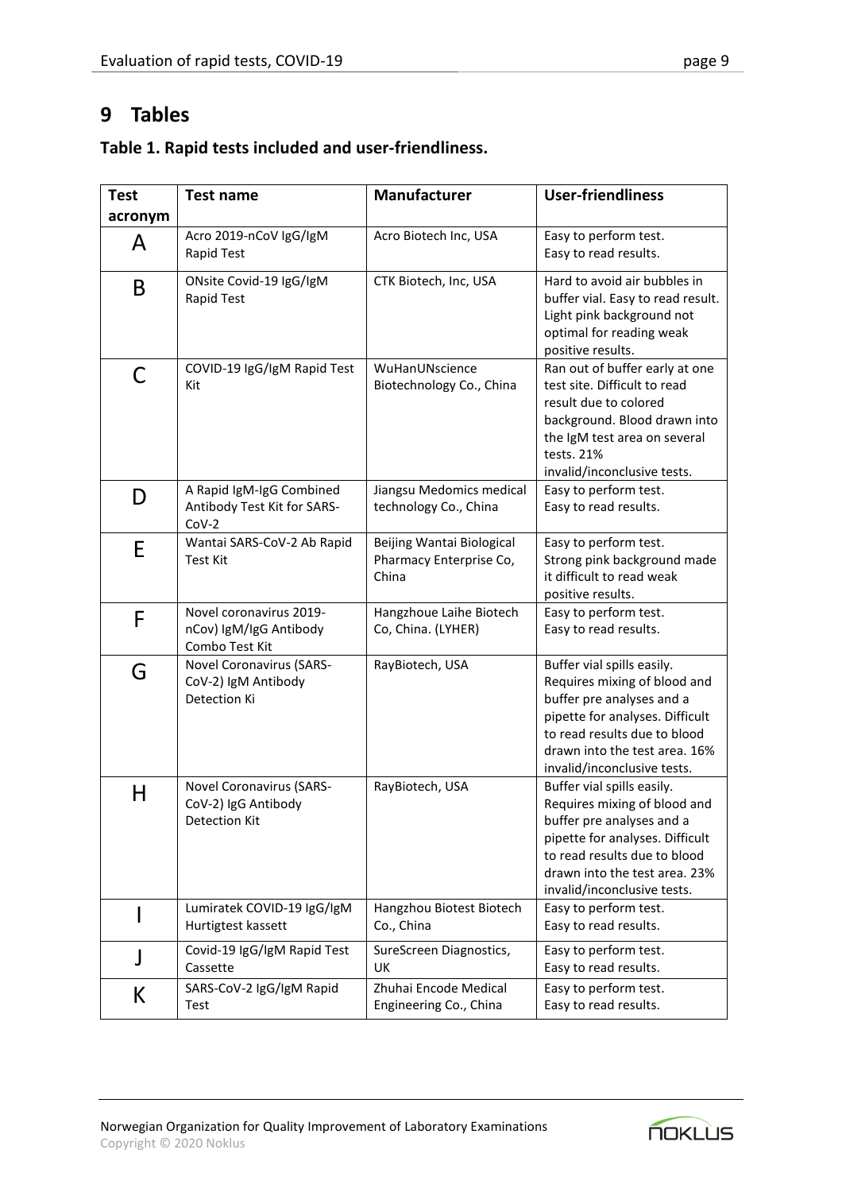# 9 Tables

### Table 1. Rapid tests included and user-friendliness.

| Test acronym | Test name | Manufacturer | User-friendliness |
|---|---|---|---|
| A | Acro 2019-nCoV IgG/IgM Rapid Test | Acro Biotech Inc, USA | Easy to perform test. Easy to read results. |
| B | ONsite Covid-19 IgG/IgM Rapid Test | CTK Biotech, Inc, USA | Hard to avoid air bubbles in buffer vial. Easy to read result. Light pink background not optimal for reading weak positive results. |
| C | COVID-19 IgG/IgM Rapid Test Kit | WuHanUNscience Biotechnology Co., China | Ran out of buffer early at one test site. Difficult to read result due to colored background. Blood drawn into the IgM test area on several tests. 21% invalid/inconclusive tests. |
| D | A Rapid IgM-IgG Combined Antibody Test Kit for SARS-CoV-2 | Jiangsu Medomics medical technology Co., China | Easy to perform test. Easy to read results. |
| E | Wantai SARS-CoV-2 Ab Rapid Test Kit | Beijing Wantai Biological Pharmacy Enterprise Co, China | Easy to perform test. Strong pink background made it difficult to read weak positive results. |
| F | Novel coronavirus 2019-nCov) IgM/IgG Antibody Combo Test Kit | Hangzhoue Laihe Biotech Co, China. (LYHER) | Easy to perform test. Easy to read results. |
| G | Novel Coronavirus (SARS-CoV-2) IgM Antibody Detection Ki | RayBiotech, USA | Buffer vial spills easily. Requires mixing of blood and buffer pre analyses and a pipette for analyses. Difficult to read results due to blood drawn into the test area. 16% invalid/inconclusive tests. |
| H | Novel Coronavirus (SARS-CoV-2) IgG Antibody Detection Kit | RayBiotech, USA | Buffer vial spills easily. Requires mixing of blood and buffer pre analyses and a pipette for analyses. Difficult to read results due to blood drawn into the test area. 23% invalid/inconclusive tests. |
| I | Lumiratek COVID-19 IgG/IgM Hurtigtest kassett | Hangzhou Biotest Biotech Co., China | Easy to perform test. Easy to read results. |
| J | Covid-19 IgG/IgM Rapid Test Cassette | SureScreen Diagnostics, UK | Easy to perform test. Easy to read results. |
| K | SARS-CoV-2 IgG/IgM Rapid Test | Zhuhai Encode Medical Engineering Co., China | Easy to perform test. Easy to read results. |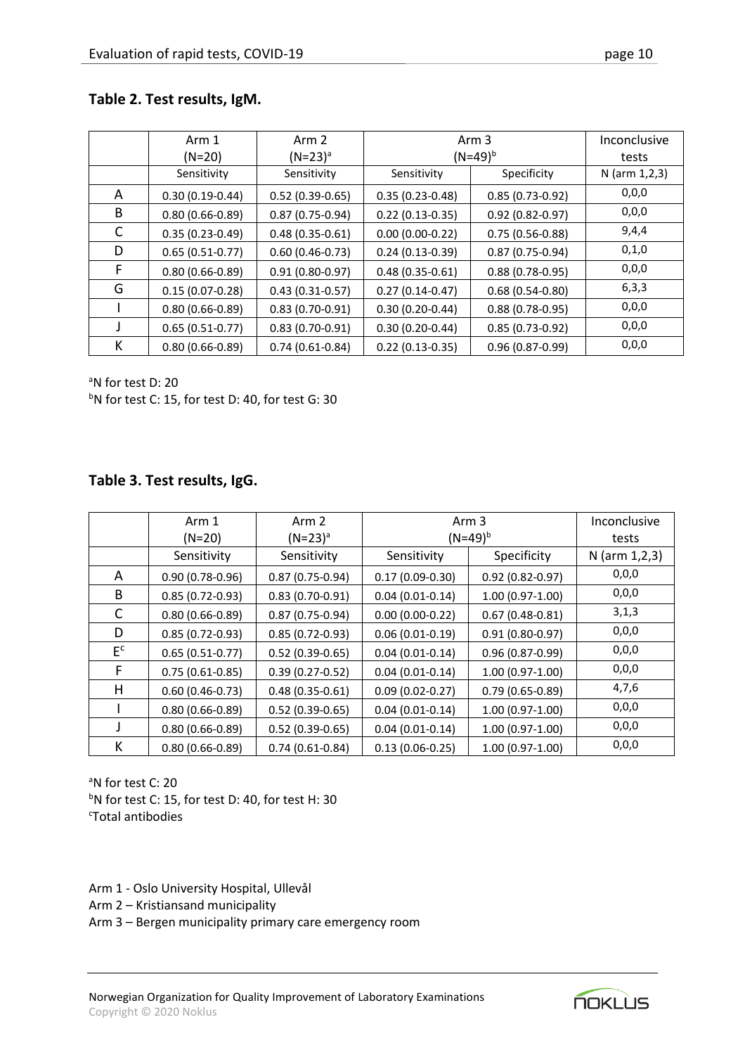## Table 2. Test results, IgM.

| | Arm 1 (N=20) | Arm 2 (N=23)[a] | Arm 3 (N=49)[b] | | Inconclusive tests |
|---|---|---|---|---|---|
| | Sensitivity | Sensitivity | Sensitivity | Specificity | N (arm 1,2,3) |
| A | 0.30 (0.19-0.44) | 0.52 (0.39-0.65) | 0.35 (0.23-0.48) | 0.85 (0.73-0.92) | 0,0,0 |
| B | 0.80 (0.66-0.89) | 0.87 (0.75-0.94) | 0.22 (0.13-0.35) | 0.92 (0.82-0.97) | 0,0,0 |
| C | 0.35 (0.23-0.49) | 0.48 (0.35-0.61) | 0.00 (0.00-0.22) | 0.75 (0.56-0.88) | 9,4,4 |
| D | 0.65 (0.51-0.77) | 0.60 (0.46-0.73) | 0.24 (0.13-0.39) | 0.87 (0.75-0.94) | 0,1,0 |
| F | 0.80 (0.66-0.89) | 0.91 (0.80-0.97) | 0.48 (0.35-0.61) | 0.88 (0.78-0.95) | 0,0,0 |
| G | 0.15 (0.07-0.28) | 0.43 (0.31-0.57) | 0.27 (0.14-0.47) | 0.68 (0.54-0.80) | 6,3,3 |
| I | 0.80 (0.66-0.89) | 0.83 (0.70-0.91) | 0.30 (0.20-0.44) | 0.88 (0.78-0.95) | 0,0,0 |
| J | 0.65 (0.51-0.77) | 0.83 (0.70-0.91) | 0.30 (0.20-0.44) | 0.85 (0.73-0.92) | 0,0,0 |
| K | 0.80 (0.66-0.89) | 0.74 (0.61-0.84) | 0.22 (0.13-0.35) | 0.96 (0.87-0.99) | 0,0,0 |

[a]N for test D: 20
[b]N for test C: 15, for test D: 40, for test G: 30

## Table 3. Test results, IgG.

| | Arm 1 (N=20) | Arm 2 (N=23)[a] | Arm 3 (N=49)[b] | | Inconclusive tests |
|---|---|---|---|---|---|
| | Sensitivity | Sensitivity | Sensitivity | Specificity | N (arm 1,2,3) |
| A | 0.90 (0.78-0.96) | 0.87 (0.75-0.94) | 0.17 (0.09-0.30) | 0.92 (0.82-0.97) | 0,0,0 |
| B | 0.85 (0.72-0.93) | 0.83 (0.70-0.91) | 0.04 (0.01-0.14) | 1.00 (0.97-1.00) | 0,0,0 |
| C | 0.80 (0.66-0.89) | 0.87 (0.75-0.94) | 0.00 (0.00-0.22) | 0.67 (0.48-0.81) | 3,1,3 |
| D | 0.85 (0.72-0.93) | 0.85 (0.72-0.93) | 0.06 (0.01-0.19) | 0.91 (0.80-0.97) | 0,0,0 |
| E[c] | 0.65 (0.51-0.77) | 0.52 (0.39-0.65) | 0.04 (0.01-0.14) | 0.96 (0.87-0.99) | 0,0,0 |
| F | 0.75 (0.61-0.85) | 0.39 (0.27-0.52) | 0.04 (0.01-0.14) | 1.00 (0.97-1.00) | 0,0,0 |
| H | 0.60 (0.46-0.73) | 0.48 (0.35-0.61) | 0.09 (0.02-0.27) | 0.79 (0.65-0.89) | 4,7,6 |
| I | 0.80 (0.66-0.89) | 0.52 (0.39-0.65) | 0.04 (0.01-0.14) | 1.00 (0.97-1.00) | 0,0,0 |
| J | 0.80 (0.66-0.89) | 0.52 (0.39-0.65) | 0.04 (0.01-0.14) | 1.00 (0.97-1.00) | 0,0,0 |
| K | 0.80 (0.66-0.89) | 0.74 (0.61-0.84) | 0.13 (0.06-0.25) | 1.00 (0.97-1.00) | 0,0,0 |

[a]N for test C: 20
[b]N for test C: 15, for test D: 40, for test H: 30
[c]Total antibodies

Arm 1 - Oslo University Hospital, Ullevål
Arm 2 – Kristiansand municipality
Arm 3 – Bergen municipality primary care emergency room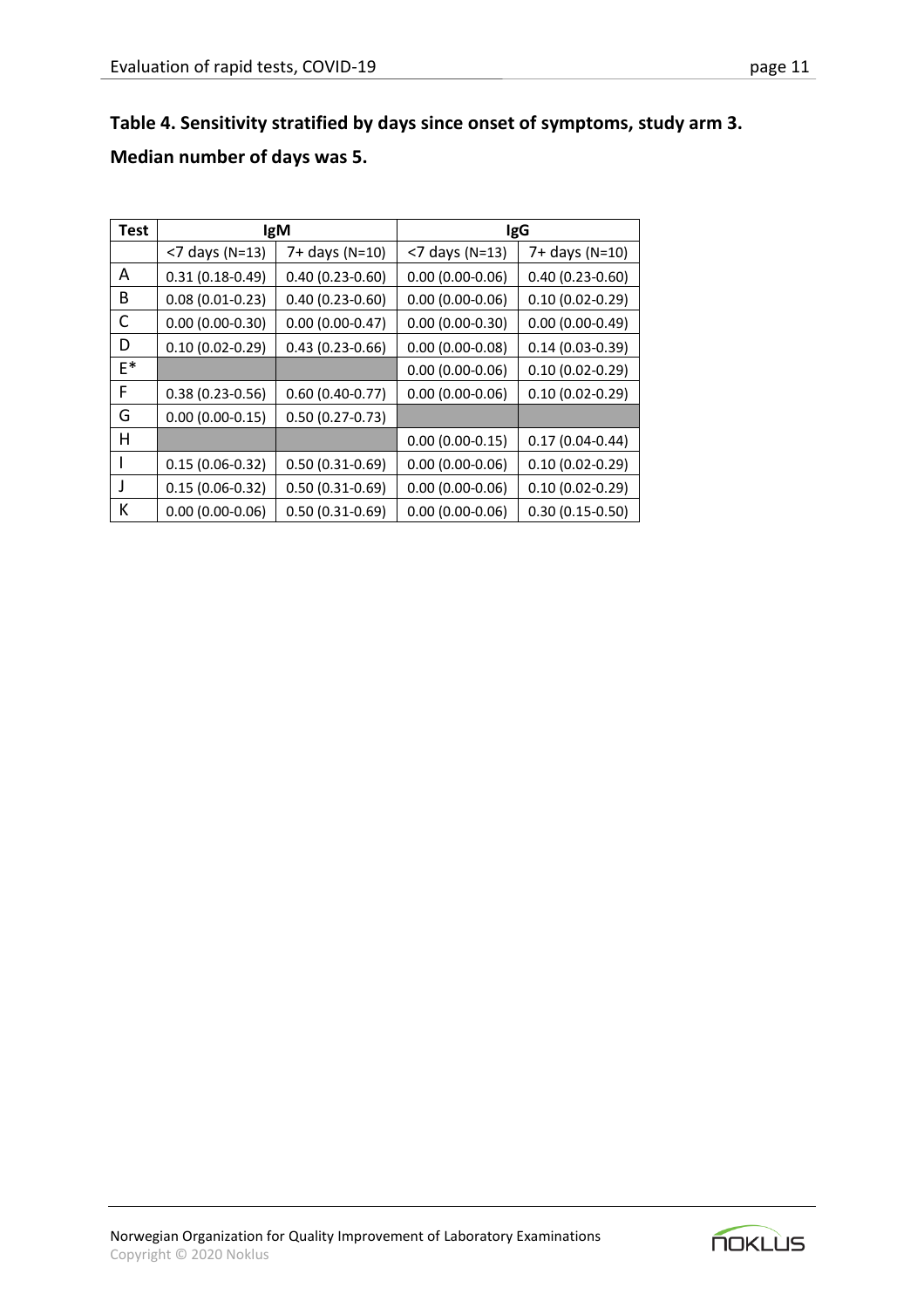**Table 4. Sensitivity stratified by days since onset of symptoms, study arm 3.**

**Median number of days was 5.**

| Test | IgM | | IgG | |
|---|---|---|---|---|
| | <7 days (N=13) | 7+ days (N=10) | <7 days (N=13) | 7+ days (N=10) |
| A | 0.31 (0.18-0.49) | 0.40 (0.23-0.60) | 0.00 (0.00-0.06) | 0.40 (0.23-0.60) |
| B | 0.08 (0.01-0.23) | 0.40 (0.23-0.60) | 0.00 (0.00-0.06) | 0.10 (0.02-0.29) |
| C | 0.00 (0.00-0.30) | 0.00 (0.00-0.47) | 0.00 (0.00-0.30) | 0.00 (0.00-0.49) |
| D | 0.10 (0.02-0.29) | 0.43 (0.23-0.66) | 0.00 (0.00-0.08) | 0.14 (0.03-0.39) |
| E* | | | 0.00 (0.00-0.06) | 0.10 (0.02-0.29) |
| F | 0.38 (0.23-0.56) | 0.60 (0.40-0.77) | 0.00 (0.00-0.06) | 0.10 (0.02-0.29) |
| G | 0.00 (0.00-0.15) | 0.50 (0.27-0.73) | | |
| H | | | 0.00 (0.00-0.15) | 0.17 (0.04-0.44) |
| I | 0.15 (0.06-0.32) | 0.50 (0.31-0.69) | 0.00 (0.00-0.06) | 0.10 (0.02-0.29) |
| J | 0.15 (0.06-0.32) | 0.50 (0.31-0.69) | 0.00 (0.00-0.06) | 0.10 (0.02-0.29) |
| K | 0.00 (0.00-0.06) | 0.50 (0.31-0.69) | 0.00 (0.00-0.06) | 0.30 (0.15-0.50) |